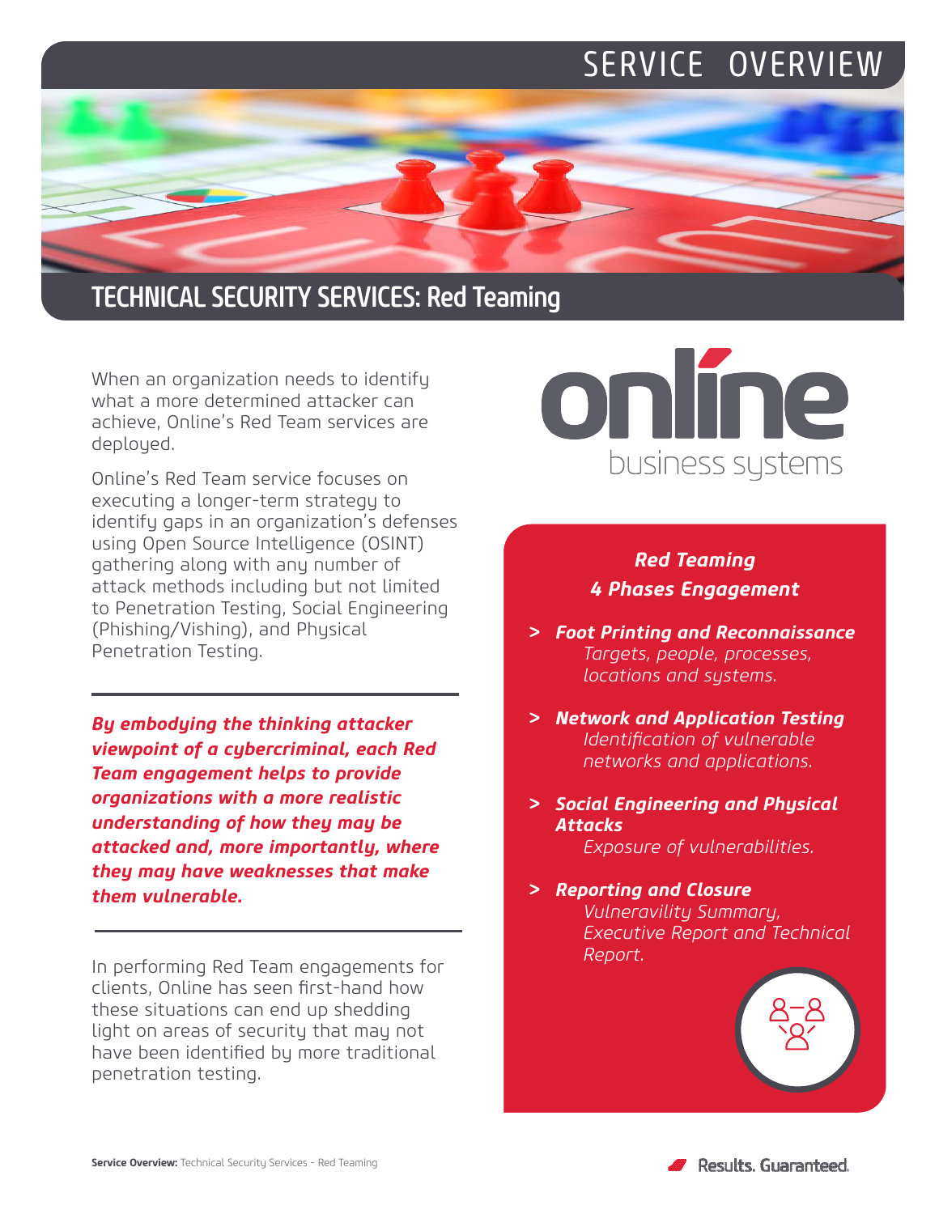# SERVICE OVERVIEW

## TECHNICAL SECURITY SERVICES: Red Teaming

When an organization needs to identify what a more determined attacker can achieve, Online's Red Team services are deployed.

Online's Red Team service focuses on executing a longer-term strategy to identify gaps in an organization's defenses using Open Source Intelligence (OSINT) gathering along with any number of attack methods including but not limited to Penetration Testing, Social Engineering (Phishing/Vishing), and Physical Penetration Testing.

***By embodying the thinking attacker viewpoint of a cybercriminal, each Red Team engagement helps to provide organizations with a more realistic understanding of how they may be attacked and, more importantly, where they may have weaknesses that make them vulnerable.***

In performing Red Team engagements for clients, Online has seen first-hand how these situations can end up shedding light on areas of security that may not have been identified by more traditional penetration testing.

online business systems

***Red Teaming***
***4 Phases Engagement***

- ***Foot Printing and Reconnaissance***
  *Targets, people, processes, locations and systems.*
- ***Network and Application Testing***
  *Identification of vulnerable networks and applications.*
- ***Social Engineering and Physical Attacks***
  *Exposure of vulnerabilities.*
- ***Reporting and Closure***
  *Vulneravility Summary, Executive Report and Technical Report.*

**Service Overview:** Technical Security Services - Red Teaming

Results. Guaranteed.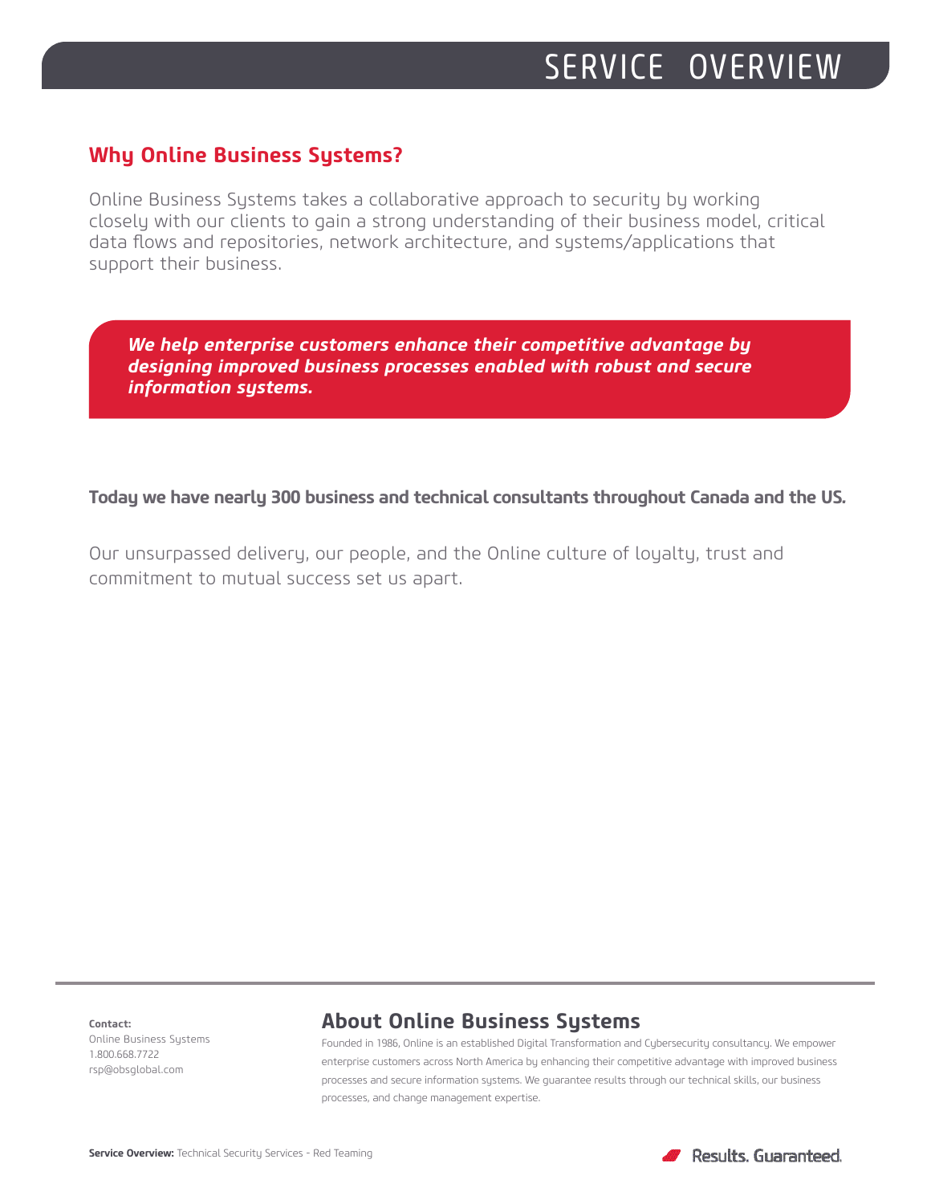# SERVICE OVERVIEW

## Why Online Business Systems?

Online Business Systems takes a collaborative approach to security by working closely with our clients to gain a strong understanding of their business model, critical data flows and repositories, network architecture, and systems/applications that support their business.

***We help enterprise customers enhance their competitive advantage by designing improved business processes enabled with robust and secure information systems.***

**Today we have nearly 300 business and technical consultants throughout Canada and the US.**

Our unsurpassed delivery, our people, and the Online culture of loyalty, trust and commitment to mutual success set us apart.

**Contact:**
Online Business Systems
1.800.668.7722
rsp@obsglobal.com

## About Online Business Systems

Founded in 1986, Online is an established Digital Transformation and Cybersecurity consultancy. We empower enterprise customers across North America by enhancing their competitive advantage with improved business processes and secure information systems. We guarantee results through our technical skills, our business processes, and change management expertise.

**Service Overview:** Technical Security Services - Red Teaming

Results. Guaranteed.